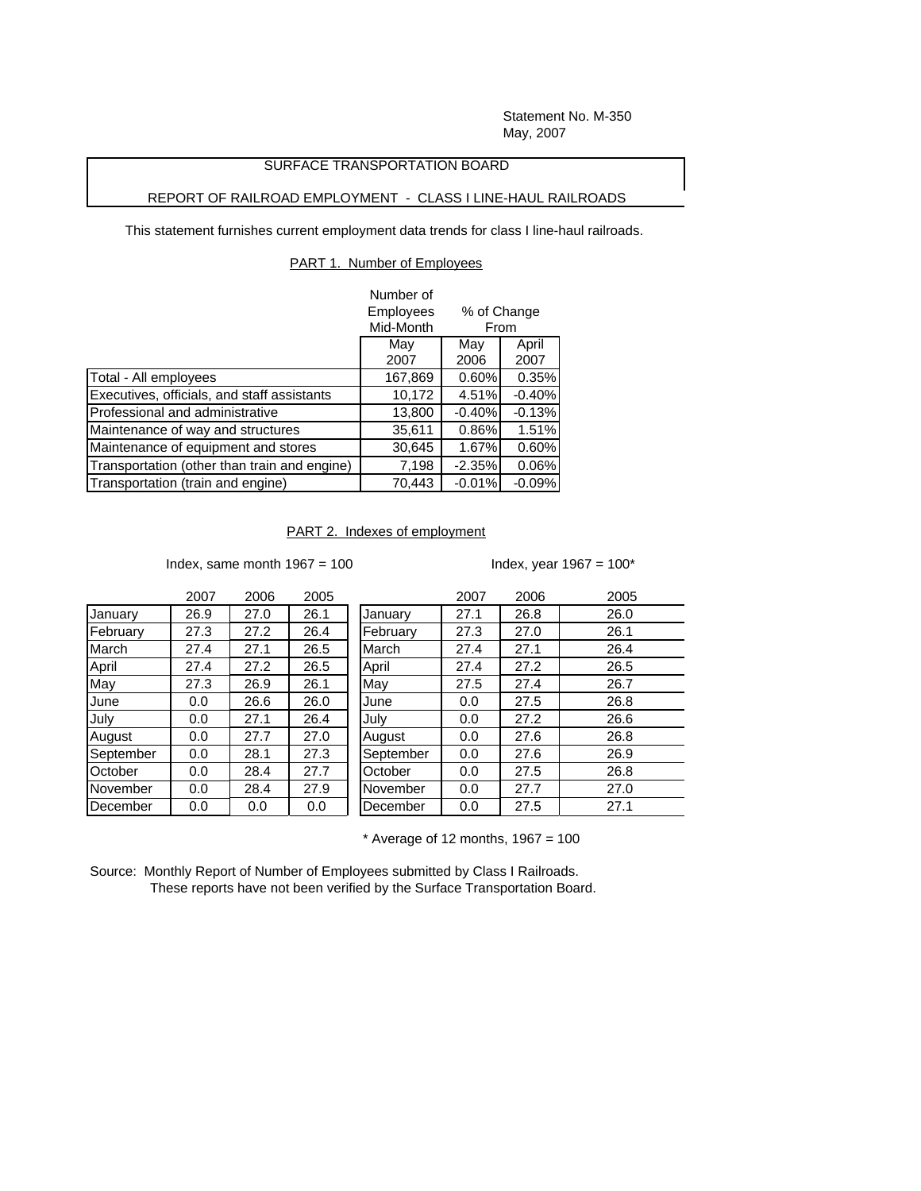Statement No. M-350
May, 2007

SURFACE TRANSPORTATION BOARD

REPORT OF RAILROAD EMPLOYMENT - CLASS I LINE-HAUL RAILROADS

This statement furnishes current employment data trends for class I line-haul railroads.

## PART 1. Number of Employees

| | Number of Employees Mid-Month | % of Change From | |
|---|---|---|---|
| | May 2007 | May 2006 | April 2007 |
| Total - All employees | 167,869 | 0.60% | 0.35% |
| Executives, officials, and staff assistants | 10,172 | 4.51% | -0.40% |
| Professional and administrative | 13,800 | -0.40% | -0.13% |
| Maintenance of way and structures | 35,611 | 0.86% | 1.51% |
| Maintenance of equipment and stores | 30,645 | 1.67% | 0.60% |
| Transportation (other than train and engine) | 7,198 | -2.35% | 0.06% |
| Transportation (train and engine) | 70,443 | -0.01% | -0.09% |

## PART 2. Indexes of employment

Index, same month 1967 = 100

| | 2007 | 2006 | 2005 |
|---|---|---|---|
| January | 26.9 | 27.0 | 26.1 |
| February | 27.3 | 27.2 | 26.4 |
| March | 27.4 | 27.1 | 26.5 |
| April | 27.4 | 27.2 | 26.5 |
| May | 27.3 | 26.9 | 26.1 |
| June | 0.0 | 26.6 | 26.0 |
| July | 0.0 | 27.1 | 26.4 |
| August | 0.0 | 27.7 | 27.0 |
| September | 0.0 | 28.1 | 27.3 |
| October | 0.0 | 28.4 | 27.7 |
| November | 0.0 | 28.4 | 27.9 |
| December | 0.0 | 0.0 | 0.0 |

Index, year 1967 = 100*

| | 2007 | 2006 | 2005 |
|---|---|---|---|
| January | 27.1 | 26.8 | 26.0 |
| February | 27.3 | 27.0 | 26.1 |
| March | 27.4 | 27.1 | 26.4 |
| April | 27.4 | 27.2 | 26.5 |
| May | 27.5 | 27.4 | 26.7 |
| June | 0.0 | 27.5 | 26.8 |
| July | 0.0 | 27.2 | 26.6 |
| August | 0.0 | 27.6 | 26.8 |
| September | 0.0 | 27.6 | 26.9 |
| October | 0.0 | 27.5 | 26.8 |
| November | 0.0 | 27.7 | 27.0 |
| December | 0.0 | 27.5 | 27.1 |

* Average of 12 months, 1967 = 100

Source: Monthly Report of Number of Employees submitted by Class I Railroads.
These reports have not been verified by the Surface Transportation Board.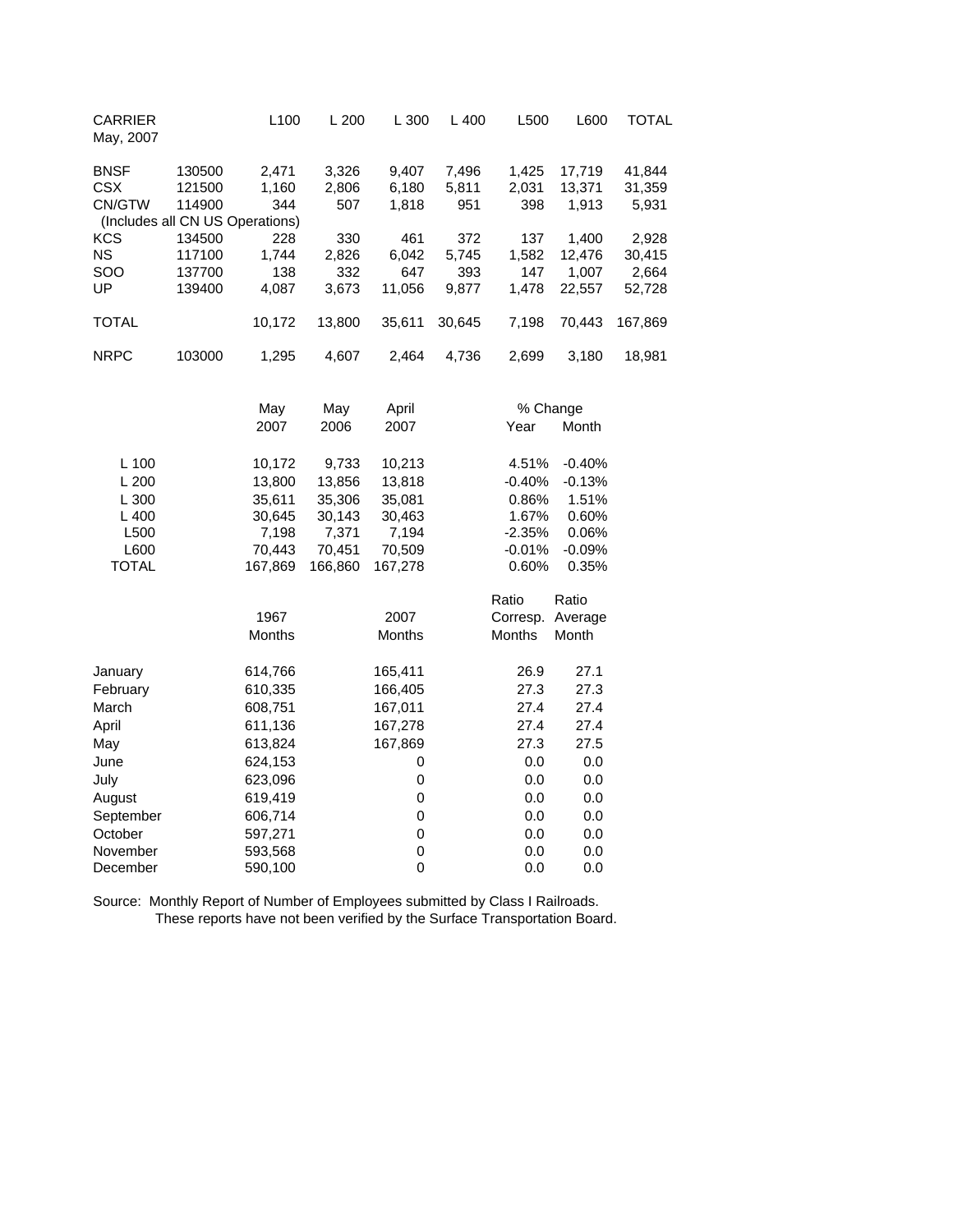| CARRIER<br>May, 2007 | | L100 | L 200 | L 300 | L 400 | L500 | L600 | TOTAL |
|---|---|---|---|---|---|---|---|---|
| BNSF | 130500 | 2,471 | 3,326 | 9,407 | 7,496 | 1,425 | 17,719 | 41,844 |
| CSX | 121500 | 1,160 | 2,806 | 6,180 | 5,811 | 2,031 | 13,371 | 31,359 |
| CN/GTW | 114900 | 344 | 507 | 1,818 | 951 | 398 | 1,913 | 5,931 |
| (Includes all CN US Operations) | | | | | | | | |
| KCS | 134500 | 228 | 330 | 461 | 372 | 137 | 1,400 | 2,928 |
| NS | 117100 | 1,744 | 2,826 | 6,042 | 5,745 | 1,582 | 12,476 | 30,415 |
| SOO | 137700 | 138 | 332 | 647 | 393 | 147 | 1,007 | 2,664 |
| UP | 139400 | 4,087 | 3,673 | 11,056 | 9,877 | 1,478 | 22,557 | 52,728 |
| TOTAL | | 10,172 | 13,800 | 35,611 | 30,645 | 7,198 | 70,443 | 167,869 |
| NRPC | 103000 | 1,295 | 4,607 | 2,464 | 4,736 | 2,699 | 3,180 | 18,981 |

| | May 2007 | May 2006 | April 2007 | % Change Year | % Change Month |
|---|---|---|---|---|---|
| L 100 | 10,172 | 9,733 | 10,213 | 4.51% | -0.40% |
| L 200 | 13,800 | 13,856 | 13,818 | -0.40% | -0.13% |
| L 300 | 35,611 | 35,306 | 35,081 | 0.86% | 1.51% |
| L 400 | 30,645 | 30,143 | 30,463 | 1.67% | 0.60% |
| L500 | 7,198 | 7,371 | 7,194 | -2.35% | 0.06% |
| L600 | 70,443 | 70,451 | 70,509 | -0.01% | -0.09% |
| TOTAL | 167,869 | 166,860 | 167,278 | 0.60% | 0.35% |

| | 1967 Months | 2007 Months | Ratio Corresp. Months | Ratio Average Month |
|---|---|---|---|---|
| January | 614,766 | 165,411 | 26.9 | 27.1 |
| February | 610,335 | 166,405 | 27.3 | 27.3 |
| March | 608,751 | 167,011 | 27.4 | 27.4 |
| April | 611,136 | 167,278 | 27.4 | 27.4 |
| May | 613,824 | 167,869 | 27.3 | 27.5 |
| June | 624,153 | 0 | 0.0 | 0.0 |
| July | 623,096 | 0 | 0.0 | 0.0 |
| August | 619,419 | 0 | 0.0 | 0.0 |
| September | 606,714 | 0 | 0.0 | 0.0 |
| October | 597,271 | 0 | 0.0 | 0.0 |
| November | 593,568 | 0 | 0.0 | 0.0 |
| December | 590,100 | 0 | 0.0 | 0.0 |

Source: Monthly Report of Number of Employees submitted by Class I Railroads.
These reports have not been verified by the Surface Transportation Board.